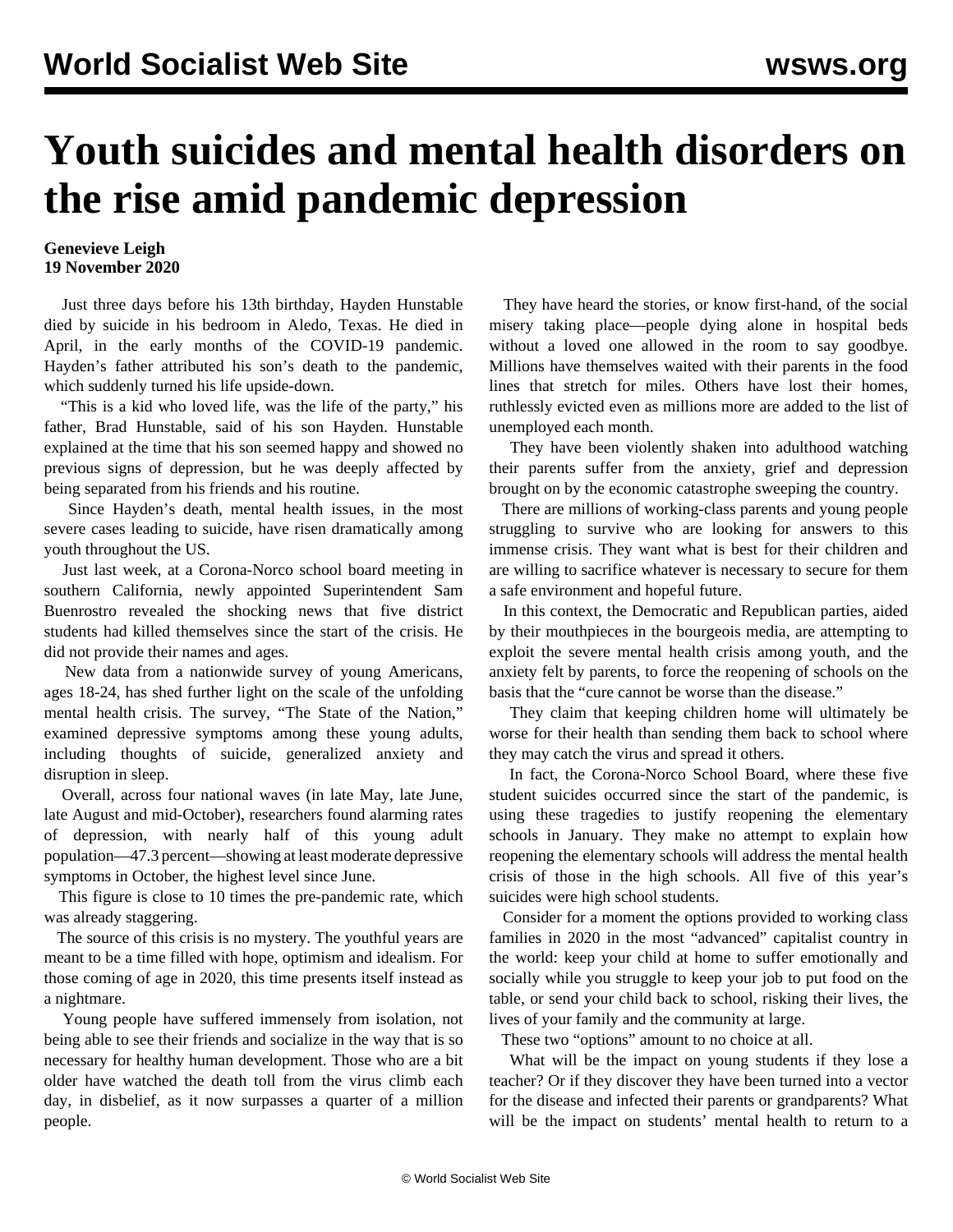# Youth suicides and mental health disorders on the rise amid pandemic depression

**Genevieve Leigh**
**19 November 2020**

Just three days before his 13th birthday, Hayden Hunstable died by suicide in his bedroom in Aledo, Texas. He died in April, in the early months of the COVID-19 pandemic. Hayden's father attributed his son's death to the pandemic, which suddenly turned his life upside-down.

"This is a kid who loved life, was the life of the party," his father, Brad Hunstable, said of his son Hayden. Hunstable explained at the time that his son seemed happy and showed no previous signs of depression, but he was deeply affected by being separated from his friends and his routine.

Since Hayden's death, mental health issues, in the most severe cases leading to suicide, have risen dramatically among youth throughout the US.

Just last week, at a Corona-Norco school board meeting in southern California, newly appointed Superintendent Sam Buenrostro revealed the shocking news that five district students had killed themselves since the start of the crisis. He did not provide their names and ages.

New data from a nationwide survey of young Americans, ages 18-24, has shed further light on the scale of the unfolding mental health crisis. The survey, "The State of the Nation," examined depressive symptoms among these young adults, including thoughts of suicide, generalized anxiety and disruption in sleep.

Overall, across four national waves (in late May, late June, late August and mid-October), researchers found alarming rates of depression, with nearly half of this young adult population—47.3 percent—showing at least moderate depressive symptoms in October, the highest level since June.

This figure is close to 10 times the pre-pandemic rate, which was already staggering.

The source of this crisis is no mystery. The youthful years are meant to be a time filled with hope, optimism and idealism. For those coming of age in 2020, this time presents itself instead as a nightmare.

Young people have suffered immensely from isolation, not being able to see their friends and socialize in the way that is so necessary for healthy human development. Those who are a bit older have watched the death toll from the virus climb each day, in disbelief, as it now surpasses a quarter of a million people.

They have heard the stories, or know first-hand, of the social misery taking place—people dying alone in hospital beds without a loved one allowed in the room to say goodbye. Millions have themselves waited with their parents in the food lines that stretch for miles. Others have lost their homes, ruthlessly evicted even as millions more are added to the list of unemployed each month.

They have been violently shaken into adulthood watching their parents suffer from the anxiety, grief and depression brought on by the economic catastrophe sweeping the country.

There are millions of working-class parents and young people struggling to survive who are looking for answers to this immense crisis. They want what is best for their children and are willing to sacrifice whatever is necessary to secure for them a safe environment and hopeful future.

In this context, the Democratic and Republican parties, aided by their mouthpieces in the bourgeois media, are attempting to exploit the severe mental health crisis among youth, and the anxiety felt by parents, to force the reopening of schools on the basis that the "cure cannot be worse than the disease."

They claim that keeping children home will ultimately be worse for their health than sending them back to school where they may catch the virus and spread it others.

In fact, the Corona-Norco School Board, where these five student suicides occurred since the start of the pandemic, is using these tragedies to justify reopening the elementary schools in January. They make no attempt to explain how reopening the elementary schools will address the mental health crisis of those in the high schools. All five of this year's suicides were high school students.

Consider for a moment the options provided to working class families in 2020 in the most "advanced" capitalist country in the world: keep your child at home to suffer emotionally and socially while you struggle to keep your job to put food on the table, or send your child back to school, risking their lives, the lives of your family and the community at large.

These two "options" amount to no choice at all.

What will be the impact on young students if they lose a teacher? Or if they discover they have been turned into a vector for the disease and infected their parents or grandparents? What will be the impact on students' mental health to return to a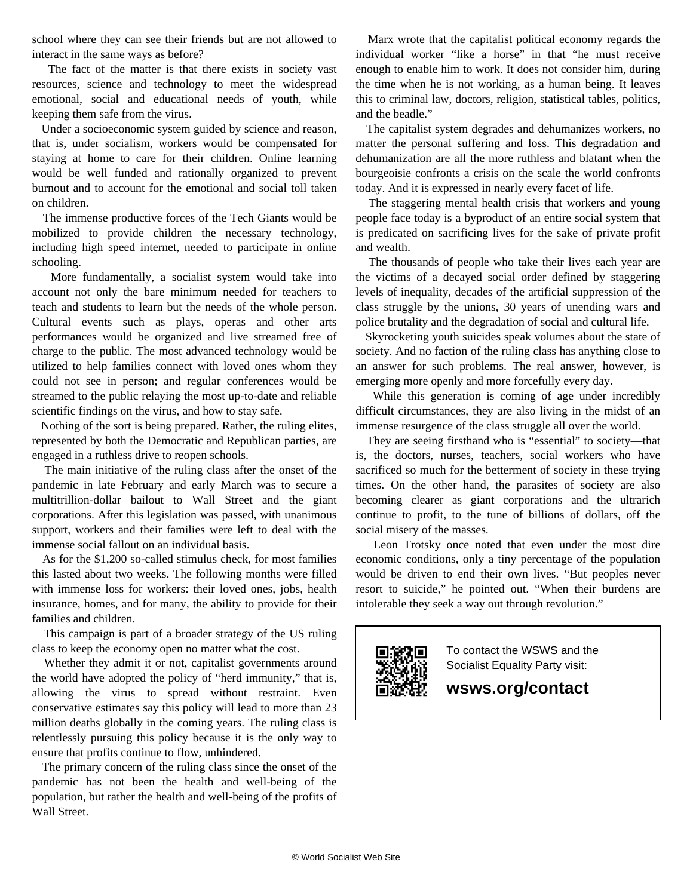school where they can see their friends but are not allowed to interact in the same ways as before?

The fact of the matter is that there exists in society vast resources, science and technology to meet the widespread emotional, social and educational needs of youth, while keeping them safe from the virus.

Under a socioeconomic system guided by science and reason, that is, under socialism, workers would be compensated for staying at home to care for their children. Online learning would be well funded and rationally organized to prevent burnout and to account for the emotional and social toll taken on children.

The immense productive forces of the Tech Giants would be mobilized to provide children the necessary technology, including high speed internet, needed to participate in online schooling.

More fundamentally, a socialist system would take into account not only the bare minimum needed for teachers to teach and students to learn but the needs of the whole person. Cultural events such as plays, operas and other arts performances would be organized and live streamed free of charge to the public. The most advanced technology would be utilized to help families connect with loved ones whom they could not see in person; and regular conferences would be streamed to the public relaying the most up-to-date and reliable scientific findings on the virus, and how to stay safe.

Nothing of the sort is being prepared. Rather, the ruling elites, represented by both the Democratic and Republican parties, are engaged in a ruthless drive to reopen schools.

The main initiative of the ruling class after the onset of the pandemic in late February and early March was to secure a multitrillion-dollar bailout to Wall Street and the giant corporations. After this legislation was passed, with unanimous support, workers and their families were left to deal with the immense social fallout on an individual basis.

As for the $1,200 so-called stimulus check, for most families this lasted about two weeks. The following months were filled with immense loss for workers: their loved ones, jobs, health insurance, homes, and for many, the ability to provide for their families and children.

This campaign is part of a broader strategy of the US ruling class to keep the economy open no matter what the cost.

Whether they admit it or not, capitalist governments around the world have adopted the policy of "herd immunity," that is, allowing the virus to spread without restraint. Even conservative estimates say this policy will lead to more than 23 million deaths globally in the coming years. The ruling class is relentlessly pursuing this policy because it is the only way to ensure that profits continue to flow, unhindered.

The primary concern of the ruling class since the onset of the pandemic has not been the health and well-being of the population, but rather the health and well-being of the profits of Wall Street.

Marx wrote that the capitalist political economy regards the individual worker "like a horse" in that "he must receive enough to enable him to work. It does not consider him, during the time when he is not working, as a human being. It leaves this to criminal law, doctors, religion, statistical tables, politics, and the beadle."

The capitalist system degrades and dehumanizes workers, no matter the personal suffering and loss. This degradation and dehumanization are all the more ruthless and blatant when the bourgeoisie confronts a crisis on the scale the world confronts today. And it is expressed in nearly every facet of life.

The staggering mental health crisis that workers and young people face today is a byproduct of an entire social system that is predicated on sacrificing lives for the sake of private profit and wealth.

The thousands of people who take their lives each year are the victims of a decayed social order defined by staggering levels of inequality, decades of the artificial suppression of the class struggle by the unions, 30 years of unending wars and police brutality and the degradation of social and cultural life.

Skyrocketing youth suicides speak volumes about the state of society. And no faction of the ruling class has anything close to an answer for such problems. The real answer, however, is emerging more openly and more forcefully every day.

While this generation is coming of age under incredibly difficult circumstances, they are also living in the midst of an immense resurgence of the class struggle all over the world.

They are seeing firsthand who is "essential" to society—that is, the doctors, nurses, teachers, social workers who have sacrificed so much for the betterment of society in these trying times. On the other hand, the parasites of society are also becoming clearer as giant corporations and the ultrarich continue to profit, to the tune of billions of dollars, off the social misery of the masses.

Leon Trotsky once noted that even under the most dire economic conditions, only a tiny percentage of the population would be driven to end their own lives. "But peoples never resort to suicide," he pointed out. "When their burdens are intolerable they seek a way out through revolution."

To contact the WSWS and the Socialist Equality Party visit:

**wsws.org/contact**